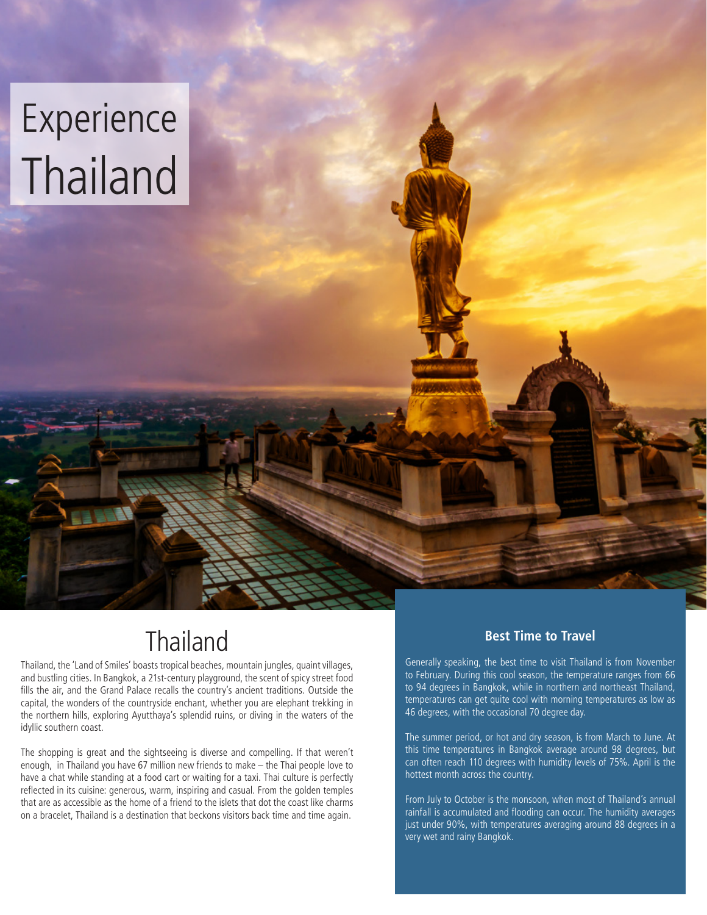# Experience Thailand

## Thailand

Thailand, the 'Land of Smiles' boasts tropical beaches, mountain jungles, quaint villages, and bustling cities. In Bangkok, a 21st-century playground, the scent of spicy street food fills the air, and the Grand Palace recalls the country's ancient traditions. Outside the capital, the wonders of the countryside enchant, whether you are elephant trekking in the northern hills, exploring Ayutthaya's splendid ruins, or diving in the waters of the idyllic southern coast.

The shopping is great and the sightseeing is diverse and compelling. If that weren't enough, in Thailand you have 67 million new friends to make – the Thai people love to have a chat while standing at a food cart or waiting for a taxi. Thai culture is perfectly reflected in its cuisine: generous, warm, inspiring and casual. From the golden temples that are as accessible as the home of a friend to the islets that dot the coast like charms on a bracelet, Thailand is a destination that beckons visitors back time and time again.

### Best Time to Travel

Generally speaking, the best time to visit Thailand is from November to February. During this cool season, the temperature ranges from 66 to 94 degrees in Bangkok, while in northern and northeast Thailand, temperatures can get quite cool with morning temperatures as low as 46 degrees, with the occasional 70 degree day.

The summer period, or hot and dry season, is from March to June. At this time temperatures in Bangkok average around 98 degrees, but can often reach 110 degrees with humidity levels of 75%. April is the hottest month across the country.

From July to October is the monsoon, when most of Thailand's annual rainfall is accumulated and flooding can occur. The humidity averages just under 90%, with temperatures averaging around 88 degrees in a very wet and rainy Bangkok.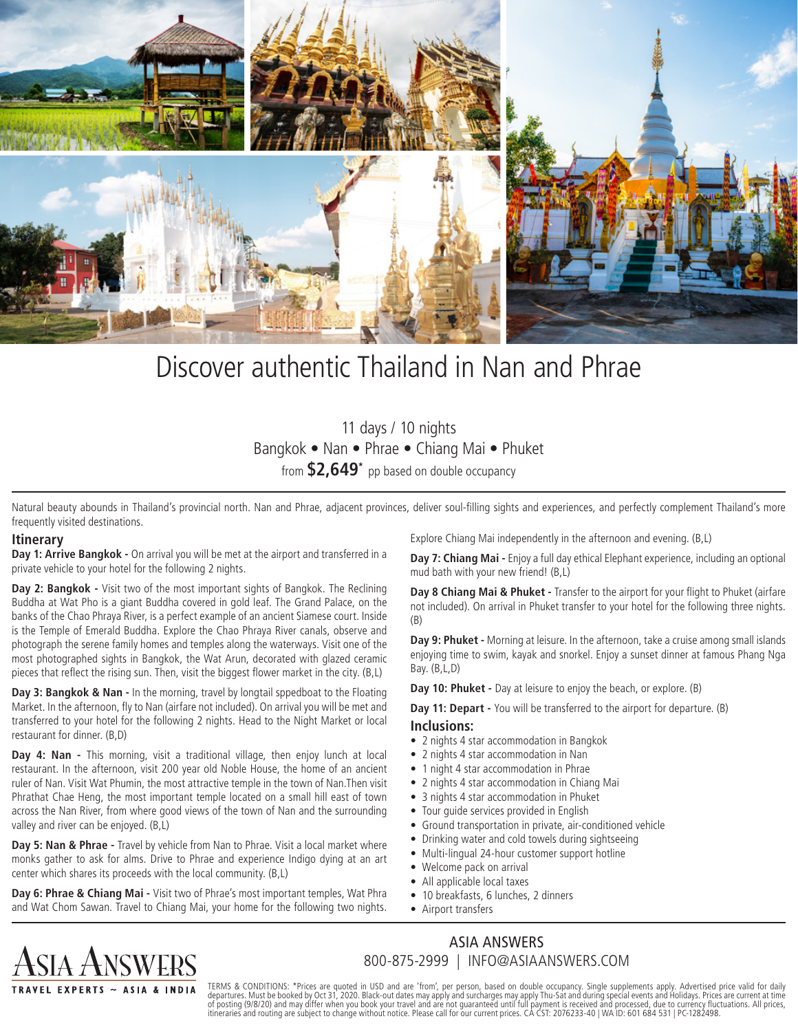# Discover authentic Thailand in Nan and Phrae

11 days / 10 nights

Bangkok • Nan • Phrae • Chiang Mai • Phuket

from **$2,649*** pp based on double occupancy

Natural beauty abounds in Thailand's provincial north. Nan and Phrae, adjacent provinces, deliver soul-filling sights and experiences, and perfectly complement Thailand's more frequently visited destinations.

## Itinerary

**Day 1: Arrive Bangkok -** On arrival you will be met at the airport and transferred in a private vehicle to your hotel for the following 2 nights.

**Day 2: Bangkok -** Visit two of the most important sights of Bangkok. The Reclining Buddha at Wat Pho is a giant Buddha covered in gold leaf. The Grand Palace, on the banks of the Chao Phraya River, is a perfect example of an ancient Siamese court. Inside is the Temple of Emerald Buddha. Explore the Chao Phraya River canals, observe and photograph the serene family homes and temples along the waterways. Visit one of the most photographed sights in Bangkok, the Wat Arun, decorated with glazed ceramic pieces that reflect the rising sun. Then, visit the biggest flower market in the city. (B,L)

**Day 3: Bangkok & Nan -** In the morning, travel by longtail sppedboat to the Floating Market. In the afternoon, fly to Nan (airfare not included). On arrival you will be met and transferred to your hotel for the following 2 nights. Head to the Night Market or local restaurant for dinner. (B,D)

**Day 4: Nan -** This morning, visit a traditional village, then enjoy lunch at local restaurant. In the afternoon, visit 200 year old Noble House, the home of an ancient ruler of Nan. Visit Wat Phumin, the most attractive temple in the town of Nan.Then visit Phrathat Chae Heng, the most important temple located on a small hill east of town across the Nan River, from where good views of the town of Nan and the surrounding valley and river can be enjoyed. (B,L)

**Day 5: Nan & Phrae -** Travel by vehicle from Nan to Phrae. Visit a local market where monks gather to ask for alms. Drive to Phrae and experience Indigo dying at an art center which shares its proceeds with the local community. (B,L)

**Day 6: Phrae & Chiang Mai -** Visit two of Phrae's most important temples, Wat Phra and Wat Chom Sawan. Travel to Chiang Mai, your home for the following two nights. Explore Chiang Mai independently in the afternoon and evening. (B,L)

**Day 7: Chiang Mai -** Enjoy a full day ethical Elephant experience, including an optional mud bath with your new friend! (B,L)

**Day 8 Chiang Mai & Phuket -** Transfer to the airport for your flight to Phuket (airfare not included). On arrival in Phuket transfer to your hotel for the following three nights. (B)

**Day 9: Phuket -** Morning at leisure. In the afternoon, take a cruise among small islands enjoying time to swim, kayak and snorkel. Enjoy a sunset dinner at famous Phang Nga Bay. (B,L,D)

**Day 10: Phuket -** Day at leisure to enjoy the beach, or explore. (B)

**Day 11: Depart -** You will be transferred to the airport for departure. (B)

## Inclusions:

- 2 nights 4 star accommodation in Bangkok
- 2 nights 4 star accommodation in Nan
- 1 night 4 star accommodation in Phrae
- 2 nights 4 star accommodation in Chiang Mai
- 3 nights 4 star accommodation in Phuket
- Tour guide services provided in English
- Ground transportation in private, air-conditioned vehicle
- Drinking water and cold towels during sightseeing
- Multi-lingual 24-hour customer support hotline
- Welcome pack on arrival
- All applicable local taxes
- 10 breakfasts, 6 lunches, 2 dinners
- Airport transfers

ASIA ANSWERS

TRAVEL EXPERTS ~ ASIA & INDIA

ASIA ANSWERS

800-875-2999 | INFO@ASIAANSWERS.COM

TERMS & CONDITIONS: *Prices are quoted in USD and are 'from', per person, based on double occupancy. Single supplements apply. Advertised price valid for daily departures. Must be booked by Oct 31, 2020. Black-out dates may apply and surcharges may apply Thu-Sat and during special events and Holidays. Prices are current at time of posting (9/8/20) and may differ when you book your travel and are not guaranteed until full payment is received and processed, due to currency fluctuations. All prices, itineraries and routing are subject to change without notice. Please call for our current prices. CA CST: 2076233-40 | WA ID: 601 684 531 | PC-1282498.